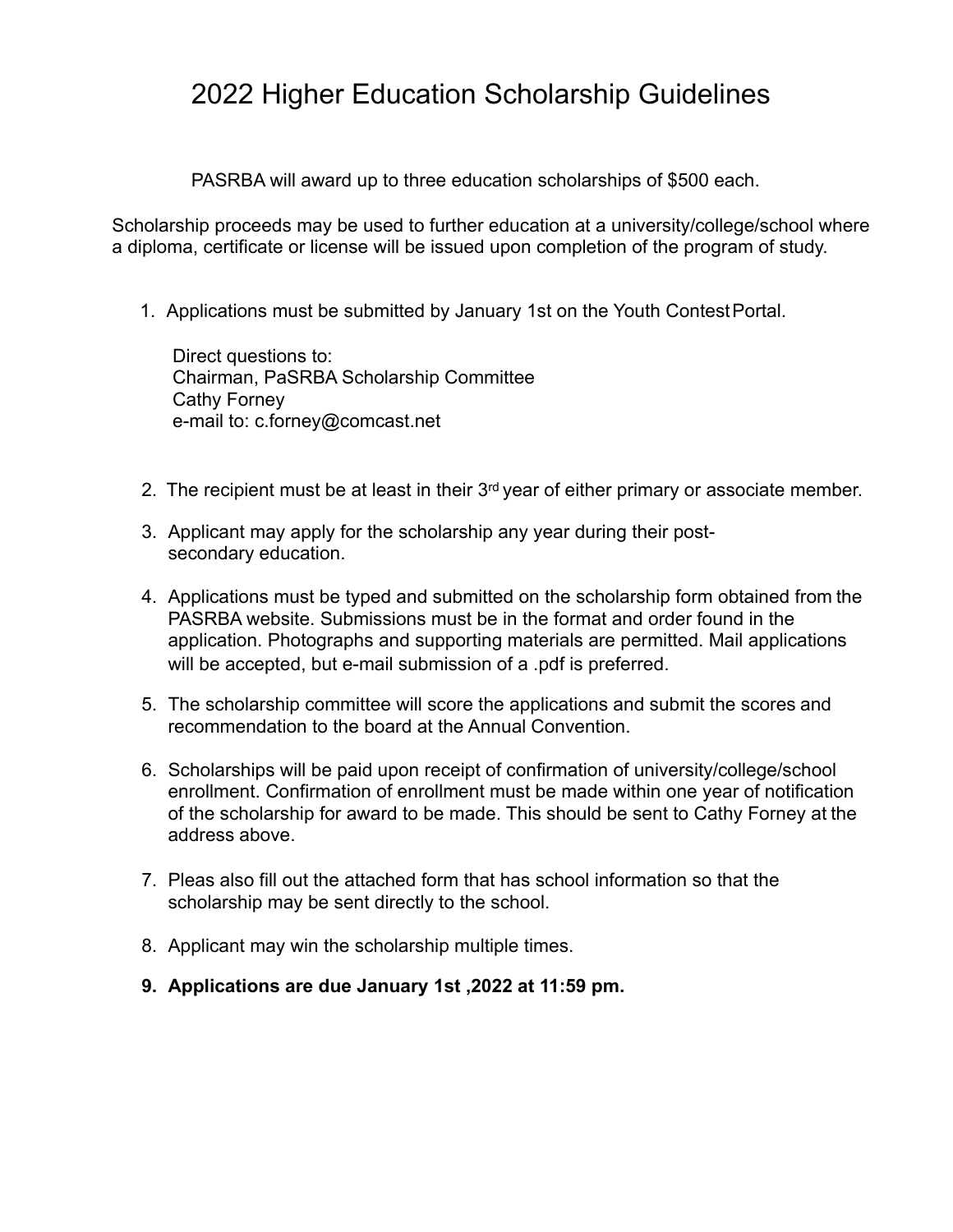# 2022 Higher Education Scholarship Guidelines

PASRBA will award up to three education scholarships of $500 each.

Scholarship proceeds may be used to further education at a university/college/school where a diploma, certificate or license will be issued upon completion of the program of study.

1. Applications must be submitted by January 1st on the Youth Contest Portal.

   Direct questions to:
   Chairman, PaSRBA Scholarship Committee
   Cathy Forney
   e-mail to: c.forney@comcast.net

2. The recipient must be at least in their 3rd year of either primary or associate member.

3. Applicant may apply for the scholarship any year during their post-secondary education.

4. Applications must be typed and submitted on the scholarship form obtained from the PASRBA website. Submissions must be in the format and order found in the application. Photographs and supporting materials are permitted. Mail applications will be accepted, but e-mail submission of a .pdf is preferred.

5. The scholarship committee will score the applications and submit the scores and recommendation to the board at the Annual Convention.

6. Scholarships will be paid upon receipt of confirmation of university/college/school enrollment. Confirmation of enrollment must be made within one year of notification of the scholarship for award to be made. This should be sent to Cathy Forney at the address above.

7. Pleas also fill out the attached form that has school information so that the scholarship may be sent directly to the school.

8. Applicant may win the scholarship multiple times.

9. **Applications are due January 1st ,2022 at 11:59 pm.**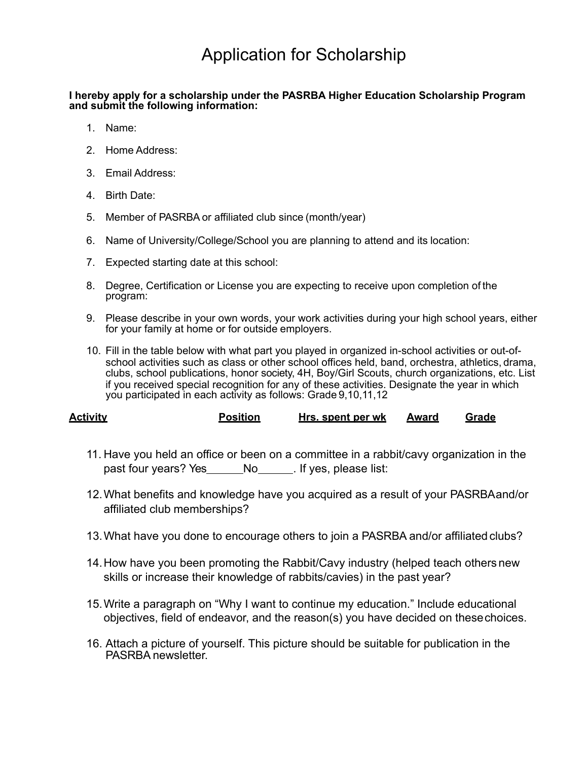# Application for Scholarship

**I hereby apply for a scholarship under the PASRBA Higher Education Scholarship Program and submit the following information:**

1. Name:
2. Home Address:
3. Email Address:
4. Birth Date:
5. Member of PASRBA or affiliated club since (month/year)
6. Name of University/College/School you are planning to attend and its location:
7. Expected starting date at this school:
8. Degree, Certification or License you are expecting to receive upon completion of the program:
9. Please describe in your own words, your work activities during your high school years, either for your family at home or for outside employers.
10. Fill in the table below with what part you played in organized in-school activities or out-of-school activities such as class or other school offices held, band, orchestra, athletics, drama, clubs, school publications, honor society, 4H, Boy/Girl Scouts, church organizations, etc. List if you received special recognition for any of these activities. Designate the year in which you participated in each activity as follows: Grade 9,10,11,12

| Activity | Position | Hrs. spent per wk | Award | Grade |
|---|---|---|---|---|

11. Have you held an office or been on a committee in a rabbit/cavy organization in the past four years? Yes______No______. If yes, please list:
12. What benefits and knowledge have you acquired as a result of your PASRBA and/or affiliated club memberships?
13. What have you done to encourage others to join a PASRBA and/or affiliated clubs?
14. How have you been promoting the Rabbit/Cavy industry (helped teach others new skills or increase their knowledge of rabbits/cavies) in the past year?
15. Write a paragraph on "Why I want to continue my education." Include educational objectives, field of endeavor, and the reason(s) you have decided on these choices.
16. Attach a picture of yourself. This picture should be suitable for publication in the PASRBA newsletter.